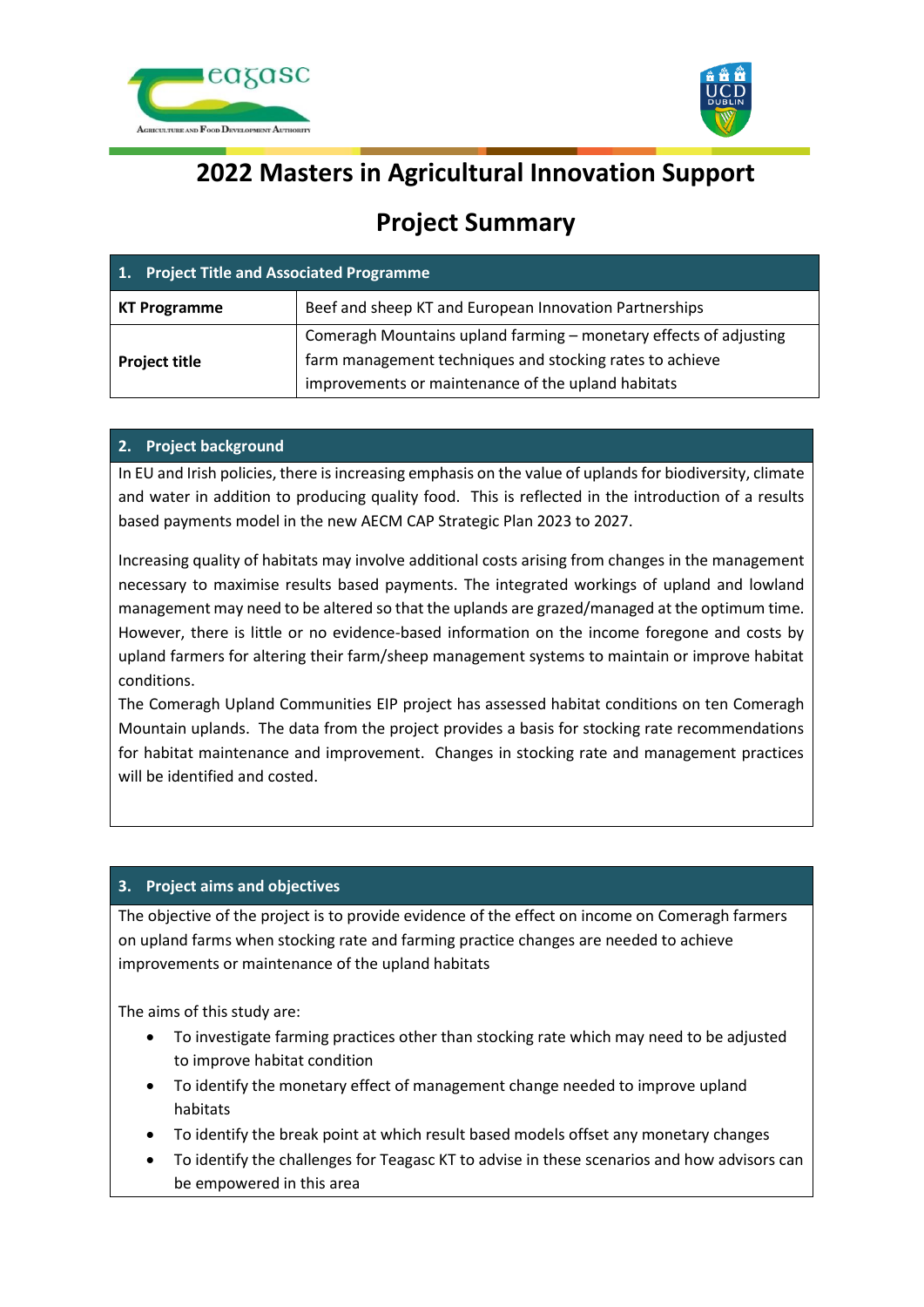# 2022 Masters in Agricultural Innovation Support

## Project Summary

| 1. Project Title and Associated Programme | |
|---|---|
| **KT Programme** | Beef and sheep KT and European Innovation Partnerships |
| **Project title** | Comeragh Mountains upland farming – monetary effects of adjusting farm management techniques and stocking rates to achieve improvements or maintenance of the upland habitats |

### 2. Project background

In EU and Irish policies, there is increasing emphasis on the value of uplands for biodiversity, climate and water in addition to producing quality food. This is reflected in the introduction of a results based payments model in the new AECM CAP Strategic Plan 2023 to 2027.

Increasing quality of habitats may involve additional costs arising from changes in the management necessary to maximise results based payments. The integrated workings of upland and lowland management may need to be altered so that the uplands are grazed/managed at the optimum time. However, there is little or no evidence-based information on the income foregone and costs by upland farmers for altering their farm/sheep management systems to maintain or improve habitat conditions.

The Comeragh Upland Communities EIP project has assessed habitat conditions on ten Comeragh Mountain uplands. The data from the project provides a basis for stocking rate recommendations for habitat maintenance and improvement. Changes in stocking rate and management practices will be identified and costed.

### 3. Project aims and objectives

The objective of the project is to provide evidence of the effect on income on Comeragh farmers on upland farms when stocking rate and farming practice changes are needed to achieve improvements or maintenance of the upland habitats

The aims of this study are:

- To investigate farming practices other than stocking rate which may need to be adjusted to improve habitat condition
- To identify the monetary effect of management change needed to improve upland habitats
- To identify the break point at which result based models offset any monetary changes
- To identify the challenges for Teagasc KT to advise in these scenarios and how advisors can be empowered in this area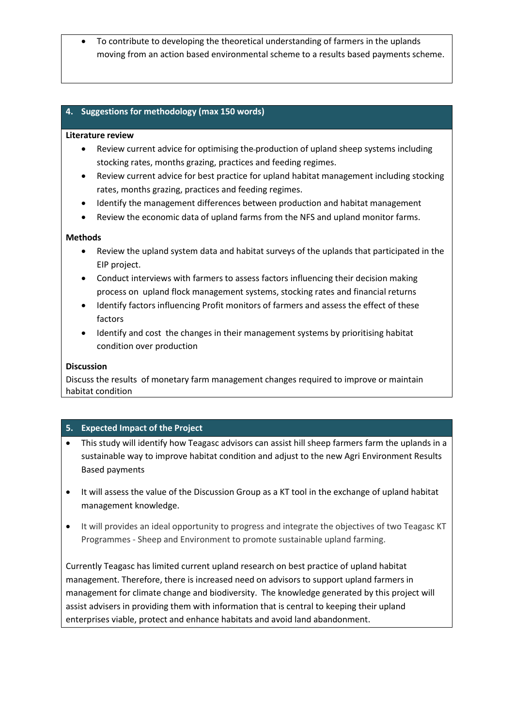- To contribute to developing the theoretical understanding of farmers in the uplands moving from an action based environmental scheme to a results based payments scheme.

## 4. Suggestions for methodology (max 150 words)

**Literature review**

- Review current advice for optimising the production of upland sheep systems including stocking rates, months grazing, practices and feeding regimes.
- Review current advice for best practice for upland habitat management including stocking rates, months grazing, practices and feeding regimes.
- Identify the management differences between production and habitat management
- Review the economic data of upland farms from the NFS and upland monitor farms.

**Methods**

- Review the upland system data and habitat surveys of the uplands that participated in the EIP project.
- Conduct interviews with farmers to assess factors influencing their decision making process on upland flock management systems, stocking rates and financial returns
- Identify factors influencing Profit monitors of farmers and assess the effect of these factors
- Identify and cost the changes in their management systems by prioritising habitat condition over production

**Discussion**

Discuss the results of monetary farm management changes required to improve or maintain habitat condition

## 5. Expected Impact of the Project

- This study will identify how Teagasc advisors can assist hill sheep farmers farm the uplands in a sustainable way to improve habitat condition and adjust to the new Agri Environment Results Based payments
- It will assess the value of the Discussion Group as a KT tool in the exchange of upland habitat management knowledge.
- It will provides an ideal opportunity to progress and integrate the objectives of two Teagasc KT Programmes - Sheep and Environment to promote sustainable upland farming.

Currently Teagasc has limited current upland research on best practice of upland habitat management. Therefore, there is increased need on advisors to support upland farmers in management for climate change and biodiversity. The knowledge generated by this project will assist advisers in providing them with information that is central to keeping their upland enterprises viable, protect and enhance habitats and avoid land abandonment.